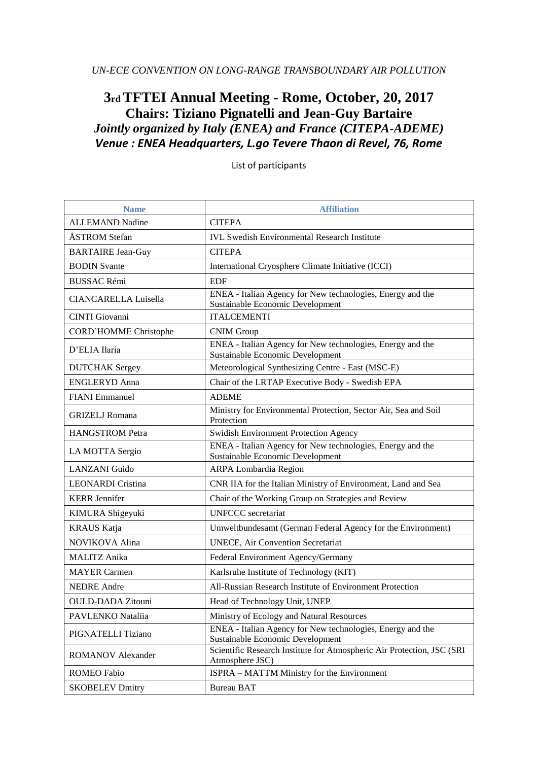*UN-ECE CONVENTION ON LONG-RANGE TRANSBOUNDARY AIR POLLUTION*

# 3rd TFTEI Annual Meeting - Rome, October, 20, 2017

## Chairs: Tiziano Pignatelli and Jean-Guy Bartaire

***Jointly organized by Italy (ENEA) and France (CITEPA-ADEME)***

***Venue : ENEA Headquarters, L.go Tevere Thaon di Revel, 76, Rome***

List of participants

| Name | Affiliation |
|---|---|
| ALLEMAND Nadine | CITEPA |
| ÅSTROM Stefan | IVL Swedish Environmental Research Institute |
| BARTAIRE Jean-Guy | CITEPA |
| BODIN Svante | International Cryosphere Climate Initiative (ICCI) |
| BUSSAC Rémi | EDF |
| CIANCARELLA Luisella | ENEA - Italian Agency for New technologies, Energy and the Sustainable Economic Development |
| CINTI Giovanni | ITALCEMENTI |
| CORD'HOMME Christophe | CNIM Group |
| D'ELIA Ilaria | ENEA - Italian Agency for New technologies, Energy and the Sustainable Economic Development |
| DUTCHAK Sergey | Meteorological Synthesizing Centre - East (MSC-E) |
| ENGLERYD Anna | Chair of the LRTAP Executive Body - Swedish EPA |
| FIANI Emmanuel | ADEME |
| GRIZELJ Romana | Ministry for Environmental Protection, Sector Air, Sea and Soil Protection |
| HANGSTROM Petra | Swidish Environment Protection Agency |
| LA MOTTA Sergio | ENEA - Italian Agency for New technologies, Energy and the Sustainable Economic Development |
| LANZANI Guido | ARPA Lombardia Region |
| LEONARDI Cristina | CNR IIA for the Italian Ministry of Environment, Land and Sea |
| KERR Jennifer | Chair of the Working Group on Strategies and Review |
| KIMURA Shigeyuki | UNFCCC secretariat |
| KRAUS Katja | Umweltbundesamt (German Federal Agency for the Environment) |
| NOVIKOVA Alina | UNECE, Air Convention Secretariat |
| MALITZ Anika | Federal Environment Agency/Germany |
| MAYER Carmen | Karlsruhe Institute of Technology (KIT) |
| NEDRE Andre | All-Russian Research Institute of Environment Protection |
| OULD-DADA Zitouni | Head of Technology Unit, UNEP |
| PAVLENKO Nataliia | Ministry of Ecology and Natural Resources |
| PIGNATELLI Tiziano | ENEA - Italian Agency for New technologies, Energy and the Sustainable Economic Development |
| ROMANOV Alexander | Scientific Research Institute for Atmospheric Air Protection, JSC (SRI Atmosphere JSC) |
| ROMEO Fabio | ISPRA – MATTM Ministry for the Environment |
| SKOBELEV Dmitry | Bureau BAT |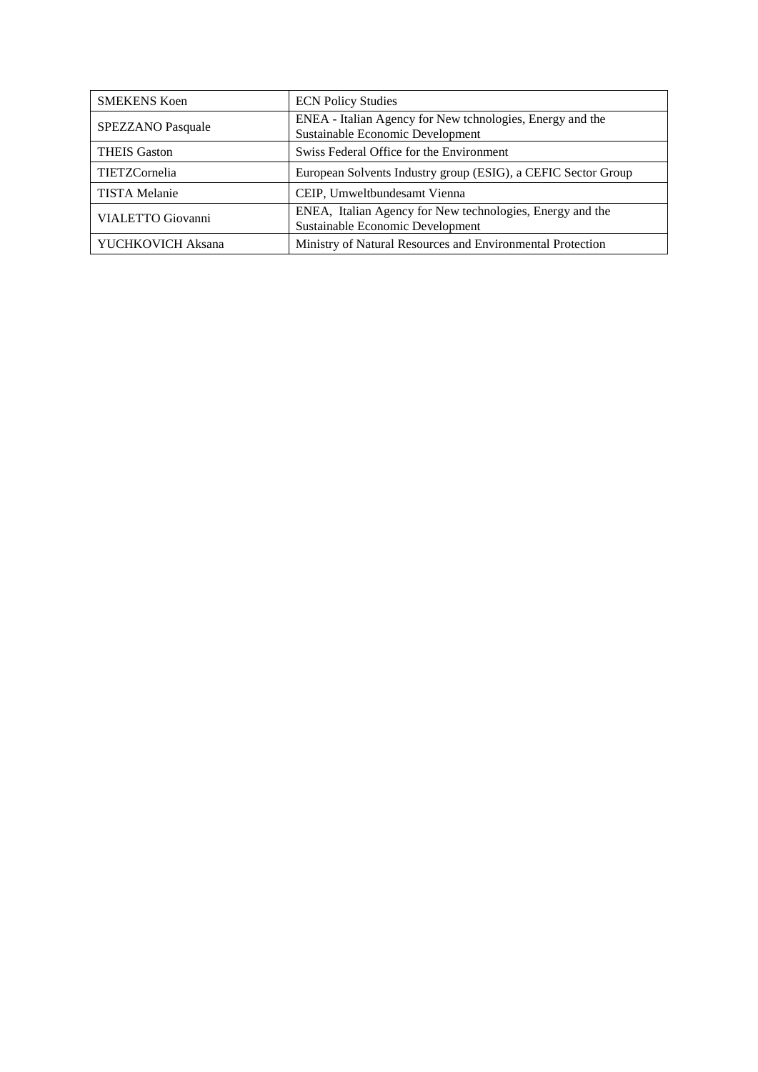| | |
|---|---|
| SMEKENS Koen | ECN Policy Studies |
| SPEZZANO Pasquale | ENEA - Italian Agency for New tchnologies, Energy and the Sustainable Economic Development |
| THEIS Gaston | Swiss Federal Office for the Environment |
| TIETZCornelia | European Solvents Industry group (ESIG), a CEFIC Sector Group |
| TISTA Melanie | CEIP, Umweltbundesamt Vienna |
| VIALETTO Giovanni | ENEA, Italian Agency for New technologies, Energy and the Sustainable Economic Development |
| YUCHKOVICH Aksana | Ministry of Natural Resources and Environmental Protection |